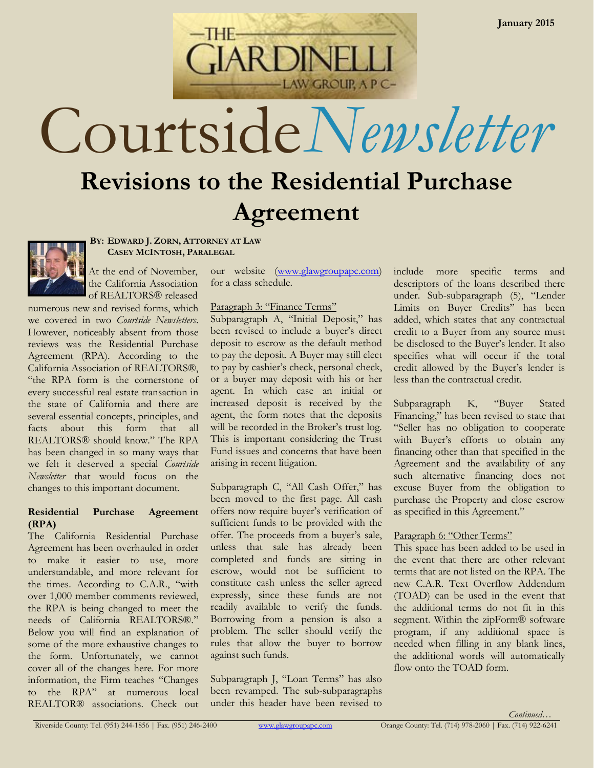# Courtside *Newsletter*

January 2015

## Revisions to the Residential Purchase Agreement

**BY: EDWARD J. ZORN, ATTORNEY AT LAW**
**CASEY MCINTOSH, PARALEGAL**

At the end of November, the California Association of REALTORS® released numerous new and revised forms, which we covered in two *Courtside Newsletters*. However, noticeably absent from those reviews was the Residential Purchase Agreement (RPA). According to the California Association of REALTORS®, "the RPA form is the cornerstone of every successful real estate transaction in the state of California and there are several essential concepts, principles, and facts about this form that all REALTORS® should know." The RPA has been changed in so many ways that we felt it deserved a special *Courtside Newsletter* that would focus on the changes to this important document.

**Residential Purchase Agreement (RPA)**

The California Residential Purchase Agreement has been overhauled in order to make it easier to use, more understandable, and more relevant for the times. According to C.A.R., "with over 1,000 member comments reviewed, the RPA is being changed to meet the needs of California REALTORS®." Below you will find an explanation of some of the more exhaustive changes to the form. Unfortunately, we cannot cover all of the changes here. For more information, the Firm teaches "Changes to the RPA" at numerous local REALTOR® associations. Check out our website (www.glawgroupapc.com) for a class schedule.

Paragraph 3: "Finance Terms"

Subparagraph A, "Initial Deposit," has been revised to include a buyer's direct deposit to escrow as the default method to pay the deposit. A Buyer may still elect to pay by cashier's check, personal check, or a buyer may deposit with his or her agent. In which case an initial or increased deposit is received by the agent, the form notes that the deposits will be recorded in the Broker's trust log. This is important considering the Trust Fund issues and concerns that have been arising in recent litigation.

Subparagraph C, "All Cash Offer," has been moved to the first page. All cash offers now require buyer's verification of sufficient funds to be provided with the offer. The proceeds from a buyer's sale, unless that sale has already been completed and funds are sitting in escrow, would not be sufficient to constitute cash unless the seller agreed expressly, since these funds are not readily available to verify the funds. Borrowing from a pension is also a problem. The seller should verify the rules that allow the buyer to borrow against such funds.

Subparagraph J, "Loan Terms" has also been revamped. The sub-subparagraphs under this header have been revised to include more specific terms and descriptors of the loans described there under. Sub-subparagraph (5), "Lender Limits on Buyer Credits" has been added, which states that any contractual credit to a Buyer from any source must be disclosed to the Buyer's lender. It also specifies what will occur if the total credit allowed by the Buyer's lender is less than the contractual credit.

Subparagraph K, "Buyer Stated Financing," has been revised to state that "Seller has no obligation to cooperate with Buyer's efforts to obtain any financing other than that specified in the Agreement and the availability of any such alternative financing does not excuse Buyer from the obligation to purchase the Property and close escrow as specified in this Agreement."

Paragraph 6: "Other Terms"

This space has been added to be used in the event that there are other relevant terms that are not listed on the RPA. The new C.A.R. Text Overflow Addendum (TOAD) can be used in the event that the additional terms do not fit in this segment. Within the zipForm® software program, if any additional space is needed when filling in any blank lines, the additional words will automatically flow onto the TOAD form.

*Continued…*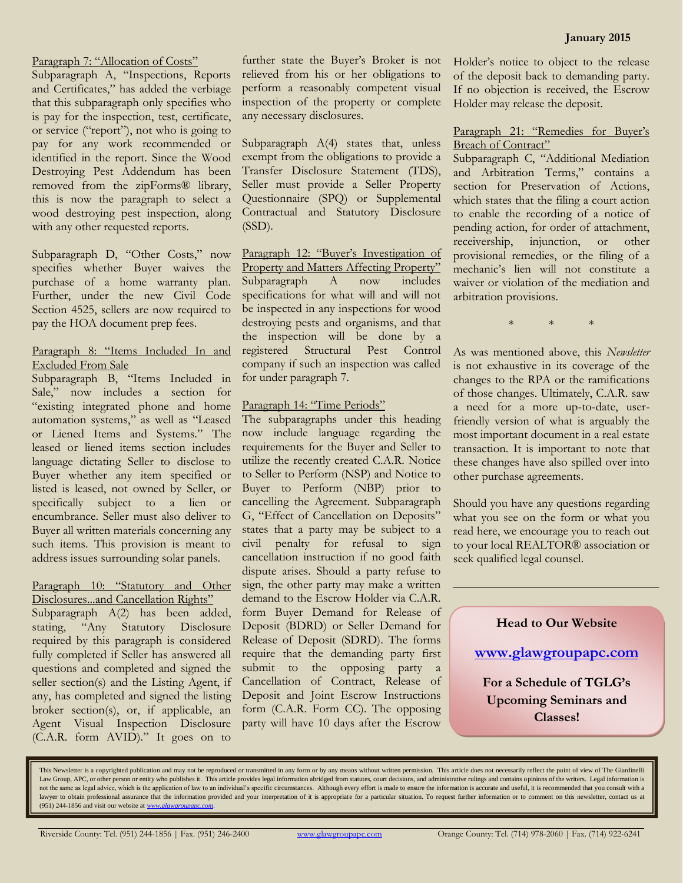Paragraph 7: "Allocation of Costs"
Subparagraph A, "Inspections, Reports and Certificates," has added the verbiage that this subparagraph only specifies who is pay for the inspection, test, certificate, or service ("report"), not who is going to pay for any work recommended or identified in the report. Since the Wood Destroying Pest Addendum has been removed from the zipForms® library, this is now the paragraph to select a wood destroying pest inspection, along with any other requested reports.

Subparagraph D, "Other Costs," now specifies whether Buyer waives the purchase of a home warranty plan. Further, under the new Civil Code Section 4525, sellers are now required to pay the HOA document prep fees.

Paragraph 8: "Items Included In and Excluded From Sale
Subparagraph B, "Items Included in Sale," now includes a section for "existing integrated phone and home automation systems," as well as "Leased or Liened Items and Systems." The leased or liened items section includes language dictating Seller to disclose to Buyer whether any item specified or listed is leased, not owned by Seller, or specifically subject to a lien or encumbrance. Seller must also deliver to Buyer all written materials concerning any such items. This provision is meant to address issues surrounding solar panels.

Paragraph 10: "Statutory and Other Disclosures...and Cancellation Rights"
Subparagraph A(2) has been added, stating, "Any Statutory Disclosure required by this paragraph is considered fully completed if Seller has answered all questions and completed and signed the seller section(s) and the Listing Agent, if any, has completed and signed the listing broker section(s), or, if applicable, an Agent Visual Inspection Disclosure (C.A.R. form AVID)." It goes on to further state the Buyer's Broker is not relieved from his or her obligations to perform a reasonably competent visual inspection of the property or complete any necessary disclosures.

Subparagraph A(4) states that, unless exempt from the obligations to provide a Transfer Disclosure Statement (TDS), Seller must provide a Seller Property Questionnaire (SPQ) or Supplemental Contractual and Statutory Disclosure (SSD).

Paragraph 12: "Buyer's Investigation of Property and Matters Affecting Property"
Subparagraph A now includes specifications for what will and will not be inspected in any inspections for wood destroying pests and organisms, and that the inspection will be done by a registered Structural Pest Control company if such an inspection was called for under paragraph 7.

Paragraph 14: "Time Periods"
The subparagraphs under this heading now include language regarding the requirements for the Buyer and Seller to utilize the recently created C.A.R. Notice to Seller to Perform (NSP) and Notice to Buyer to Perform (NBP) prior to cancelling the Agreement. Subparagraph G, "Effect of Cancellation on Deposits" states that a party may be subject to a civil penalty for refusal to sign cancellation instruction if no good faith dispute arises. Should a party refuse to sign, the other party may make a written demand to the Escrow Holder via C.A.R. form Buyer Demand for Release of Deposit (BDRD) or Seller Demand for Release of Deposit (SDRD). The forms require that the demanding party first submit to the opposing party a Cancellation of Contract, Release of Deposit and Joint Escrow Instructions form (C.A.R. Form CC). The opposing party will have 10 days after the Escrow Holder's notice to object to the release of the deposit back to demanding party. If no objection is received, the Escrow Holder may release the deposit.

Paragraph 21: "Remedies for Buyer's Breach of Contract"
Subparagraph C, "Additional Mediation and Arbitration Terms," contains a section for Preservation of Actions, which states that the filing a court action to enable the recording of a notice of pending action, for order of attachment, receivership, injunction, or other provisional remedies, or the filing of a mechanic's lien will not constitute a waiver or violation of the mediation and arbitration provisions.

\* \* \*

As was mentioned above, this *Newsletter* is not exhaustive in its coverage of the changes to the RPA or the ramifications of those changes. Ultimately, C.A.R. saw a need for a more up-to-date, user-friendly version of what is arguably the most important document in a real estate transaction. It is important to note that these changes have also spilled over into other purchase agreements.

Should you have any questions regarding what you see on the form or what you read here, we encourage you to reach out to your local REALTOR® association or seek qualified legal counsel.

**Head to Our Website**

**www.glawgroupapc.com**

**For a Schedule of TGLG's Upcoming Seminars and Classes!**

This Newsletter is a copyrighted publication and may not be reproduced or transmitted in any form or by any means without written permission. This article does not necessarily reflect the point of view of The Giardinelli Law Group, APC, or other person or entity who publishes it. This article provides legal information abridged from statutes, court decisions, and administrative rulings and contains opinions of the writers. Legal information is not the same as legal advice, which is the application of law to an individual's specific circumstances. Although every effort is made to ensure the information is accurate and useful, it is recommended that you consult with a lawyer to obtain professional assurance that the information provided and your interpretation of it is appropriate for a particular situation. To request further information or to comment on this newsletter, contact us at (951) 244-1856 and visit our website at www.glawgroupapc.com.

Riverside County: Tel. (951) 244-1856 | Fax. (951) 246-2400 www.glawgroupapc.com Orange County: Tel. (714) 978-2060 | Fax. (714) 922-6241